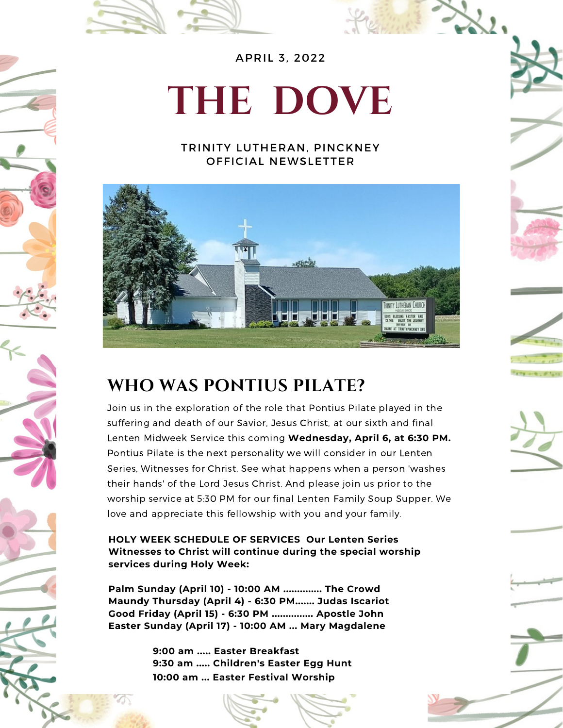APRIL 3, 2022

# THE DOVE

TRINITY LUTHERAN, PINCKNEY
OFFICIAL NEWSLETTER

## WHO WAS PONTIUS PILATE?

Join us in the exploration of the role that Pontius Pilate played in the suffering and death of our Savior, Jesus Christ, at our sixth and final Lenten Midweek Service this coming **Wednesday, April 6, at 6:30 PM.** Pontius Pilate is the next personality we will consider in our Lenten Series, Witnesses for Christ. See what happens when a person 'washes their hands' of the Lord Jesus Christ. And please join us prior to the worship service at 5:30 PM for our final Lenten Family Soup Supper. We love and appreciate this fellowship with you and your family.

**HOLY WEEK SCHEDULE OF SERVICES Our Lenten Series Witnesses to Christ will continue during the special worship services during Holy Week:**

**Palm Sunday (April 10) - 10:00 AM ............. The Crowd**
**Maundy Thursday (April 4) - 6:30 PM....... Judas Iscariot**
**Good Friday (April 15) - 6:30 PM .............. Apostle John**
**Easter Sunday (April 17) - 10:00 AM ... Mary Magdalene**

**9:00 am ..... Easter Breakfast**
**9:30 am ..... Children's Easter Egg Hunt**
**10:00 am ... Easter Festival Worship**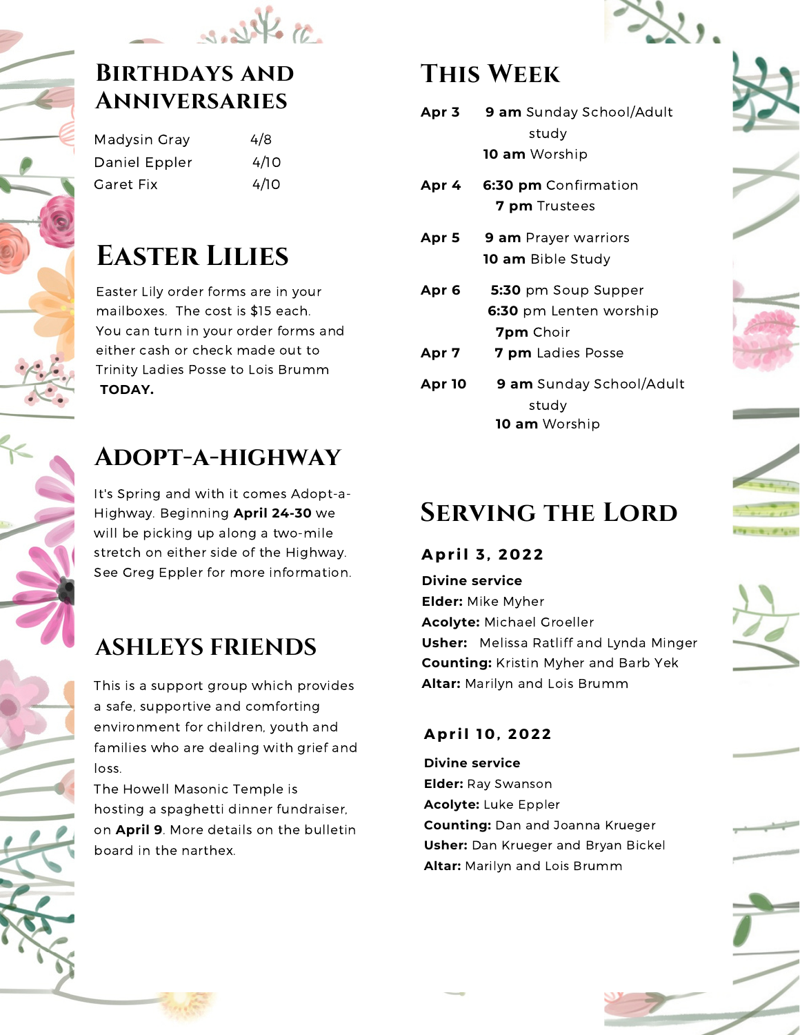## Birthdays and Anniversaries

| | |
|---|---|
| Madysin Gray | 4/8 |
| Daniel Eppler | 4/10 |
| Garet Fix | 4/10 |

## Easter Lilies

Easter Lily order forms are in your mailboxes. The cost is $15 each. You can turn in your order forms and either cash or check made out to Trinity Ladies Posse to Lois Brumm **TODAY.**

## Adopt-a-Highway

It's Spring and with it comes Adopt-a-Highway. Beginning **April 24-30** we will be picking up along a two-mile stretch on either side of the Highway. See Greg Eppler for more information.

## ASHLEYS FRIENDS

This is a support group which provides a safe, supportive and comforting environment for children, youth and families who are dealing with grief and loss.

The Howell Masonic Temple is hosting a spaghetti dinner fundraiser, on **April 9**. More details on the bulletin board in the narthex.

## This Week

**Apr 3**
- **9 am** Sunday School/Adult study
- **10 am** Worship

**Apr 4**
- **6:30 pm** Confirmation
- **7 pm** Trustees

**Apr 5**
- **9 am** Prayer warriors
- **10 am** Bible Study

**Apr 6**
- **5:30** pm Soup Supper
- **6:30** pm Lenten worship
- **7pm** Choir

**Apr 7**
- **7 pm** Ladies Posse

**Apr 10**
- **9 am** Sunday School/Adult study
- **10 am** Worship

## Serving the Lord

### April 3, 2022

**Divine service**
**Elder:** Mike Myher
**Acolyte:** Michael Groeller
**Usher:** Melissa Ratliff and Lynda Minger
**Counting:** Kristin Myher and Barb Yek
**Altar:** Marilyn and Lois Brumm

### April 10, 2022

**Divine service**
**Elder:** Ray Swanson
**Acolyte:** Luke Eppler
**Counting:** Dan and Joanna Krueger
**Usher:** Dan Krueger and Bryan Bickel
**Altar:** Marilyn and Lois Brumm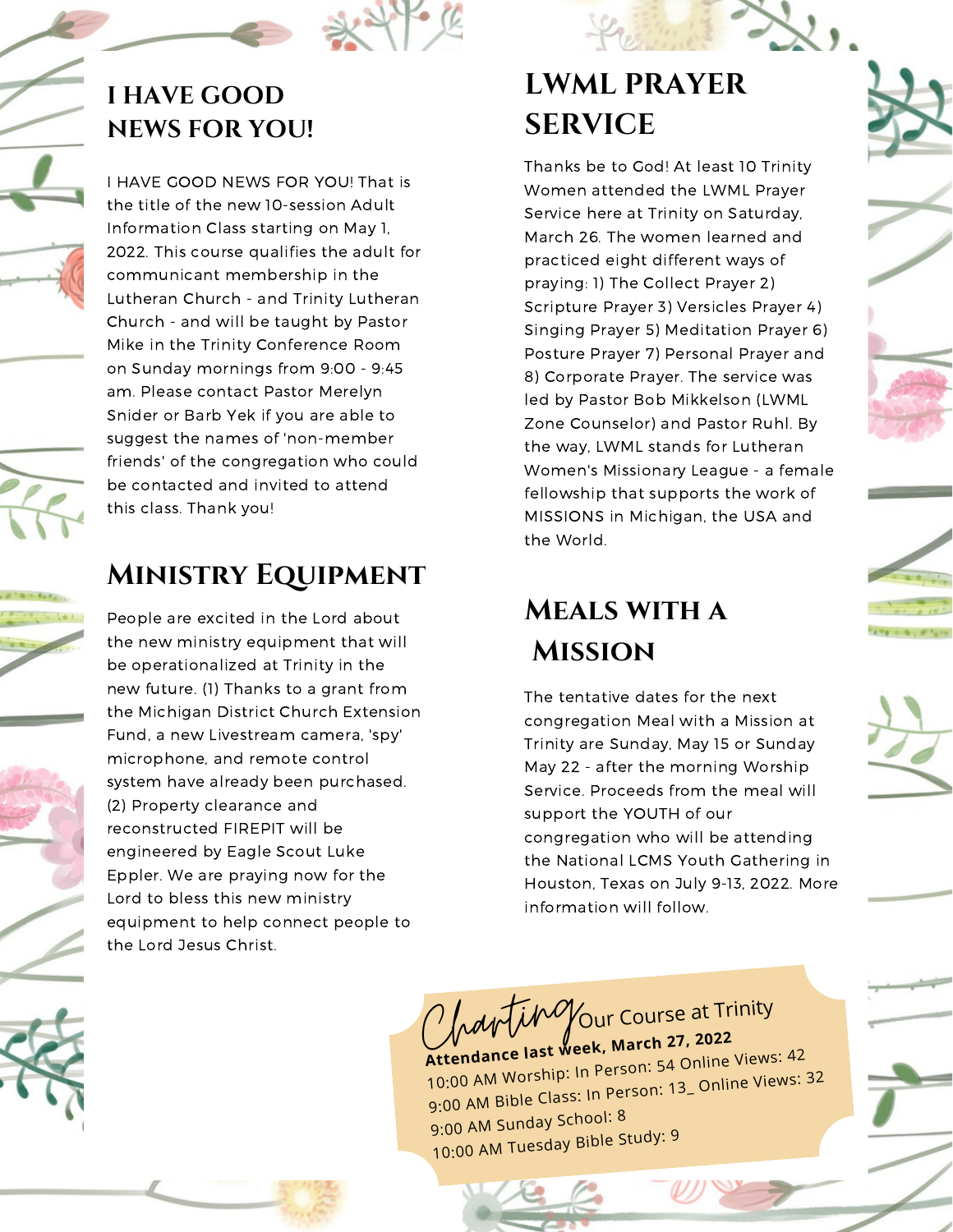## I HAVE GOOD NEWS FOR YOU!

I HAVE GOOD NEWS FOR YOU! That is the title of the new 10-session Adult Information Class starting on May 1, 2022. This course qualifies the adult for communicant membership in the Lutheran Church - and Trinity Lutheran Church - and will be taught by Pastor Mike in the Trinity Conference Room on Sunday mornings from 9:00 - 9:45 am. Please contact Pastor Merelyn Snider or Barb Yek if you are able to suggest the names of 'non-member friends' of the congregation who could be contacted and invited to attend this class. Thank you!

## Ministry Equipment

People are excited in the Lord about the new ministry equipment that will be operationalized at Trinity in the new future. (1) Thanks to a grant from the Michigan District Church Extension Fund, a new Livestream camera, 'spy' microphone, and remote control system have already been purchased. (2) Property clearance and reconstructed FIREPIT will be engineered by Eagle Scout Luke Eppler. We are praying now for the Lord to bless this new ministry equipment to help connect people to the Lord Jesus Christ.

## LWML PRAYER SERVICE

Thanks be to God! At least 10 Trinity Women attended the LWML Prayer Service here at Trinity on Saturday, March 26. The women learned and practiced eight different ways of praying: 1) The Collect Prayer 2) Scripture Prayer 3) Versicles Prayer 4) Singing Prayer 5) Meditation Prayer 6) Posture Prayer 7) Personal Prayer and 8) Corporate Prayer. The service was led by Pastor Bob Mikkelson (LWML Zone Counselor) and Pastor Ruhl. By the way, LWML stands for Lutheran Women's Missionary League - a female fellowship that supports the work of MISSIONS in Michigan, the USA and the World.

## Meals with a Mission

The tentative dates for the next congregation Meal with a Mission at Trinity are Sunday, May 15 or Sunday May 22 - after the morning Worship Service. Proceeds from the meal will support the YOUTH of our congregation who will be attending the National LCMS Youth Gathering in Houston, Texas on July 9-13, 2022. More information will follow.

### Charting Our Course at Trinity

**Attendance last week, March 27, 2022**

10:00 AM Worship: In Person: 54 Online Views: 42
9:00 AM Bible Class: In Person: 13_ Online Views: 32
9:00 AM Sunday School: 8
10:00 AM Tuesday Bible Study: 9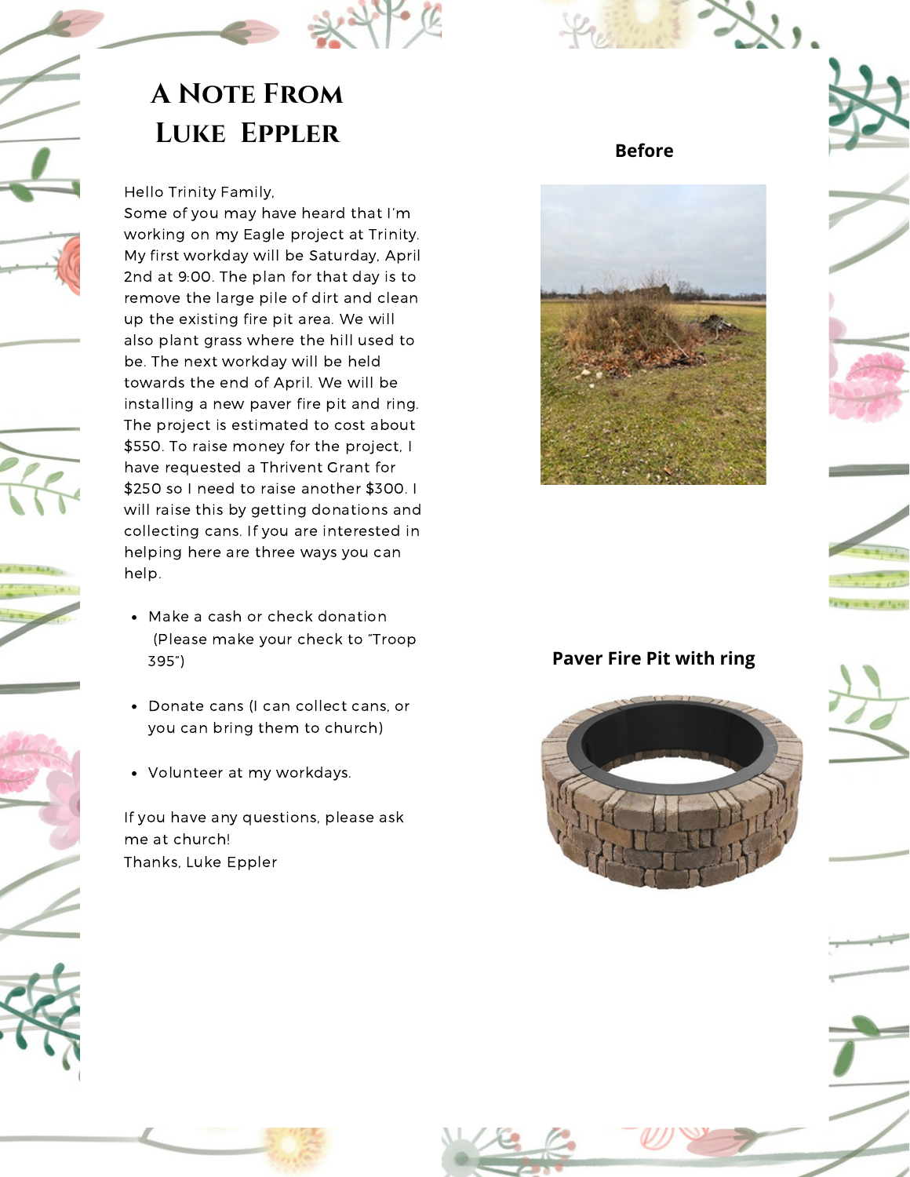# A Note From Luke Eppler

Hello Trinity Family,

Some of you may have heard that I'm working on my Eagle project at Trinity. My first workday will be Saturday, April 2nd at 9:00. The plan for that day is to remove the large pile of dirt and clean up the existing fire pit area. We will also plant grass where the hill used to be. The next workday will be held towards the end of April. We will be installing a new paver fire pit and ring. The project is estimated to cost about $550. To raise money for the project, I have requested a Thrivent Grant for $250 so I need to raise another $300. I will raise this by getting donations and collecting cans. If you are interested in helping here are three ways you can help.

- Make a cash or check donation (Please make your check to "Troop 395")
- Donate cans (I can collect cans, or you can bring them to church)
- Volunteer at my workdays.

If you have any questions, please ask me at church!

Thanks, Luke Eppler

**Before**

**Paver Fire Pit with ring**